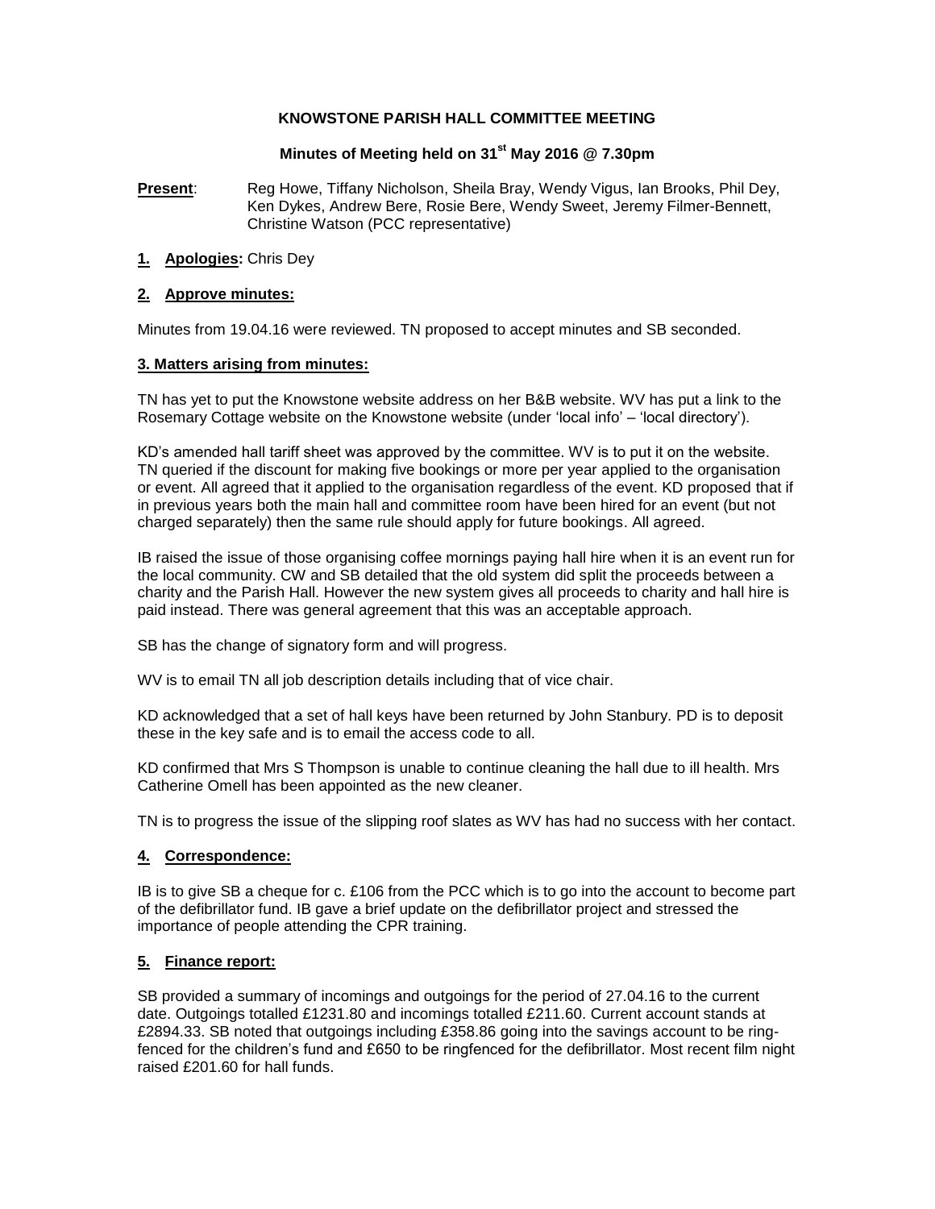**KNOWSTONE PARISH HALL COMMITTEE MEETING**

**Minutes of Meeting held on 31st May 2016 @ 7.30pm**

**Present**: Reg Howe, Tiffany Nicholson, Sheila Bray, Wendy Vigus, Ian Brooks, Phil Dey, Ken Dykes, Andrew Bere, Rosie Bere, Wendy Sweet, Jeremy Filmer-Bennett, Christine Watson (PCC representative)

## 1. Apologies: Chris Dey

## 2. Approve minutes:

Minutes from 19.04.16 were reviewed. TN proposed to accept minutes and SB seconded.

## 3. Matters arising from minutes:

TN has yet to put the Knowstone website address on her B&B website. WV has put a link to the Rosemary Cottage website on the Knowstone website (under 'local info' – 'local directory').

KD's amended hall tariff sheet was approved by the committee. WV is to put it on the website. TN queried if the discount for making five bookings or more per year applied to the organisation or event. All agreed that it applied to the organisation regardless of the event. KD proposed that if in previous years both the main hall and committee room have been hired for an event (but not charged separately) then the same rule should apply for future bookings. All agreed.

IB raised the issue of those organising coffee mornings paying hall hire when it is an event run for the local community. CW and SB detailed that the old system did split the proceeds between a charity and the Parish Hall. However the new system gives all proceeds to charity and hall hire is paid instead. There was general agreement that this was an acceptable approach.

SB has the change of signatory form and will progress.

WV is to email TN all job description details including that of vice chair.

KD acknowledged that a set of hall keys have been returned by John Stanbury. PD is to deposit these in the key safe and is to email the access code to all.

KD confirmed that Mrs S Thompson is unable to continue cleaning the hall due to ill health. Mrs Catherine Omell has been appointed as the new cleaner.

TN is to progress the issue of the slipping roof slates as WV has had no success with her contact.

## 4. Correspondence:

IB is to give SB a cheque for c. £106 from the PCC which is to go into the account to become part of the defibrillator fund. IB gave a brief update on the defibrillator project and stressed the importance of people attending the CPR training.

## 5. Finance report:

SB provided a summary of incomings and outgoings for the period of 27.04.16 to the current date. Outgoings totalled £1231.80 and incomings totalled £211.60. Current account stands at £2894.33. SB noted that outgoings including £358.86 going into the savings account to be ring-fenced for the children's fund and £650 to be ringfenced for the defibrillator. Most recent film night raised £201.60 for hall funds.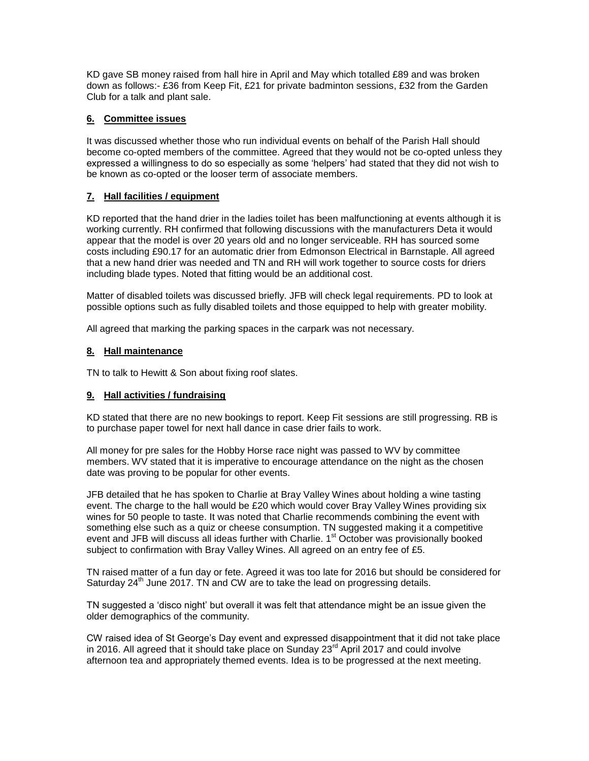KD gave SB money raised from hall hire in April and May which totalled £89 and was broken down as follows:- £36 from Keep Fit, £21 for private badminton sessions, £32 from the Garden Club for a talk and plant sale.

## 6. Committee issues

It was discussed whether those who run individual events on behalf of the Parish Hall should become co-opted members of the committee. Agreed that they would not be co-opted unless they expressed a willingness to do so especially as some 'helpers' had stated that they did not wish to be known as co-opted or the looser term of associate members.

## 7. Hall facilities / equipment

KD reported that the hand drier in the ladies toilet has been malfunctioning at events although it is working currently. RH confirmed that following discussions with the manufacturers Deta it would appear that the model is over 20 years old and no longer serviceable. RH has sourced some costs including £90.17 for an automatic drier from Edmonson Electrical in Barnstaple. All agreed that a new hand drier was needed and TN and RH will work together to source costs for driers including blade types. Noted that fitting would be an additional cost.

Matter of disabled toilets was discussed briefly. JFB will check legal requirements. PD to look at possible options such as fully disabled toilets and those equipped to help with greater mobility.

All agreed that marking the parking spaces in the carpark was not necessary.

## 8. Hall maintenance

TN to talk to Hewitt & Son about fixing roof slates.

## 9. Hall activities / fundraising

KD stated that there are no new bookings to report. Keep Fit sessions are still progressing. RB is to purchase paper towel for next hall dance in case drier fails to work.

All money for pre sales for the Hobby Horse race night was passed to WV by committee members. WV stated that it is imperative to encourage attendance on the night as the chosen date was proving to be popular for other events.

JFB detailed that he has spoken to Charlie at Bray Valley Wines about holding a wine tasting event. The charge to the hall would be £20 which would cover Bray Valley Wines providing six wines for 50 people to taste. It was noted that Charlie recommends combining the event with something else such as a quiz or cheese consumption. TN suggested making it a competitive event and JFB will discuss all ideas further with Charlie. 1st October was provisionally booked subject to confirmation with Bray Valley Wines. All agreed on an entry fee of £5.

TN raised matter of a fun day or fete. Agreed it was too late for 2016 but should be considered for Saturday 24th June 2017. TN and CW are to take the lead on progressing details.

TN suggested a 'disco night' but overall it was felt that attendance might be an issue given the older demographics of the community.

CW raised idea of St George's Day event and expressed disappointment that it did not take place in 2016. All agreed that it should take place on Sunday 23rd April 2017 and could involve afternoon tea and appropriately themed events. Idea is to be progressed at the next meeting.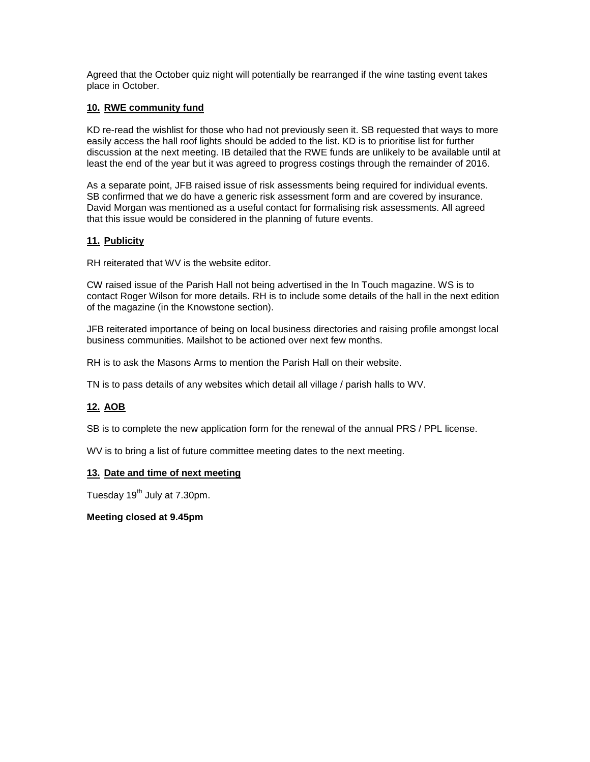Agreed that the October quiz night will potentially be rearranged if the wine tasting event takes place in October.

## 10. RWE community fund

KD re-read the wishlist for those who had not previously seen it. SB requested that ways to more easily access the hall roof lights should be added to the list. KD is to prioritise list for further discussion at the next meeting. IB detailed that the RWE funds are unlikely to be available until at least the end of the year but it was agreed to progress costings through the remainder of 2016.

As a separate point, JFB raised issue of risk assessments being required for individual events. SB confirmed that we do have a generic risk assessment form and are covered by insurance. David Morgan was mentioned as a useful contact for formalising risk assessments. All agreed that this issue would be considered in the planning of future events.

## 11. Publicity

RH reiterated that WV is the website editor.

CW raised issue of the Parish Hall not being advertised in the In Touch magazine. WS is to contact Roger Wilson for more details. RH is to include some details of the hall in the next edition of the magazine (in the Knowstone section).

JFB reiterated importance of being on local business directories and raising profile amongst local business communities. Mailshot to be actioned over next few months.

RH is to ask the Masons Arms to mention the Parish Hall on their website.

TN is to pass details of any websites which detail all village / parish halls to WV.

## 12. AOB

SB is to complete the new application form for the renewal of the annual PRS / PPL license.

WV is to bring a list of future committee meeting dates to the next meeting.

## 13. Date and time of next meeting

Tuesday 19th July at 7.30pm.

**Meeting closed at 9.45pm**